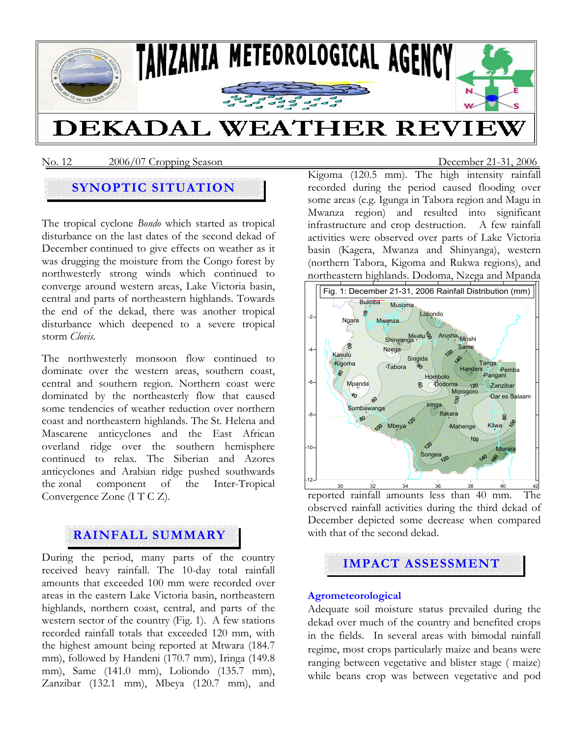# TANZANIA METEOROLOGICAL AGENCY

# DEKADAL WEATHER REVIEW

No. 12 2006/07 Cropping Season December 21-31, 2006

## SYNOPTIC SITUATION

The tropical cyclone *Bondo* which started as tropical disturbance on the last dates of the second dekad of December continued to give effects on weather as it was drugging the moisture from the Congo forest by northwesterly strong winds which continued to converge around western areas, Lake Victoria basin, central and parts of northeastern highlands. Towards the end of the dekad, there was another tropical disturbance which deepened to a severe tropical storm *Clovis.*

The northwesterly monsoon flow continued to dominate over the western areas, southern coast, central and southern region. Northern coast were dominated by the northeasterly flow that caused some tendencies of weather reduction over northern coast and northeastern highlands. The St. Helena and Mascarene anticyclones and the East African overland ridge over the southern hemisphere continued to relax. The Siberian and Azores anticyclones and Arabian ridge pushed southwards the zonal component of the Inter-Tropical Convergence Zone (I T C Z).

## RAINFALL SUMMARY

During the period, many parts of the country received heavy rainfall. The 10-day total rainfall amounts that exceeded 100 mm were recorded over areas in the eastern Lake Victoria basin, northeastern highlands, northern coast, central, and parts of the western sector of the country (Fig. 1). A few stations recorded rainfall totals that exceeded 120 mm, with the highest amount being reported at Mtwara (184.7 mm), followed by Handeni (170.7 mm), Iringa (149.8 mm), Same (141.0 mm), Loliondo (135.7 mm), Zanzibar (132.1 mm), Mbeya (120.7 mm), and Kigoma (120.5 mm). The high intensity rainfall recorded during the period caused flooding over some areas (e.g. Igunga in Tabora region and Magu in Mwanza region) and resulted into significant infrastructure and crop destruction. A few rainfall activities were observed over parts of Lake Victoria basin (Kagera, Mwanza and Shinyanga), western (northern Tabora, Kigoma and Rukwa regions), and northeastern highlands. Dodoma, Nzega and Mpanda reported rainfall amounts less than 40 mm. The observed rainfall activities during the third dekad of December depicted some decrease when compared with that of the second dekad.

Fig. 1: December 21-31, 2006 Rainfall Distribution (mm)

## IMPACT ASSESSMENT

### Agrometeorological

Adequate soil moisture status prevailed during the dekad over much of the country and benefited crops in the fields. In several areas with bimodal rainfall regime, most crops particularly maize and beans were ranging between vegetative and blister stage ( maize) while beans crop was between vegetative and pod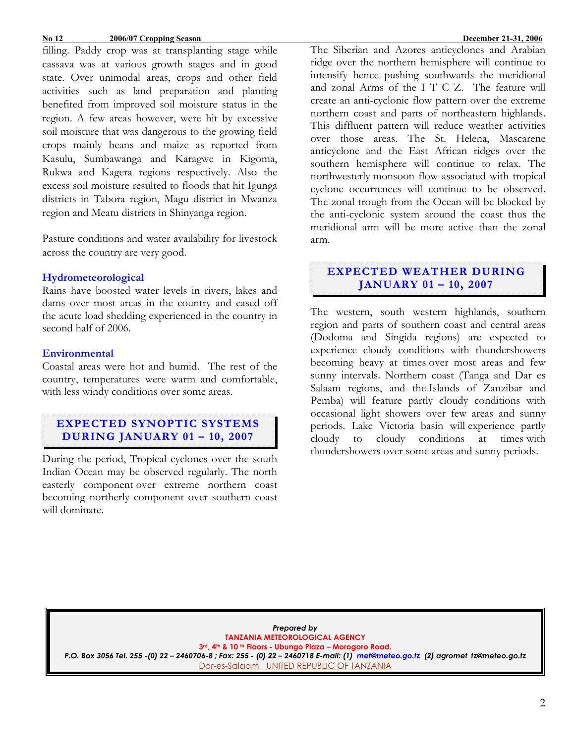filling. Paddy crop was at transplanting stage while cassava was at various growth stages and in good state. Over unimodal areas, crops and other field activities such as land preparation and planting benefited from improved soil moisture status in the region. A few areas however, were hit by excessive soil moisture that was dangerous to the growing field crops mainly beans and maize as reported from Kasulu, Sumbawanga and Karagwe in Kigoma, Rukwa and Kagera regions respectively. Also the excess soil moisture resulted to floods that hit Igunga districts in Tabora region, Magu district in Mwanza region and Meatu districts in Shinyanga region.

Pasture conditions and water availability for livestock across the country are very good.

### Hydrometeorological

Rains have boosted water levels in rivers, lakes and dams over most areas in the country and eased off the acute load shedding experienced in the country in second half of 2006.

### Environmental

Coastal areas were hot and humid. The rest of the country, temperatures were warm and comfortable, with less windy conditions over some areas.

## EXPECTED SYNOPTIC SYSTEMS DURING JANUARY 01 – 10, 2007

During the period, Tropical cyclones over the south Indian Ocean may be observed regularly. The north easterly component over extreme northern coast becoming northerly component over southern coast will dominate.

The Siberian and Azores anticyclones and Arabian ridge over the northern hemisphere will continue to intensify hence pushing southwards the meridional and zonal Arms of the I T C Z. The feature will create an anti-cyclonic flow pattern over the extreme northern coast and parts of northeastern highlands. This diffluent pattern will reduce weather activities over those areas. The St. Helena, Mascarene anticyclone and the East African ridges over the southern hemisphere will continue to relax. The northwesterly monsoon flow associated with tropical cyclone occurrences will continue to be observed. The zonal trough from the Ocean will be blocked by the anti-cyclonic system around the coast thus the meridional arm will be more active than the zonal arm.

## EXPECTED WEATHER DURING JANUARY 01 – 10, 2007

The western, south western highlands, southern region and parts of southern coast and central areas (Dodoma and Singida regions) are expected to experience cloudy conditions with thundershowers becoming heavy at times over most areas and few sunny intervals. Northern coast (Tanga and Dar es Salaam regions, and the Islands of Zanzibar and Pemba) will feature partly cloudy conditions with occasional light showers over few areas and sunny periods. Lake Victoria basin will experience partly cloudy to cloudy conditions at times with thundershowers over some areas and sunny periods.

*Prepared by*
**TANZANIA METEOROLOGICAL AGENCY**
**3rd, 4th & 10th Floors - Ubungo Plaza – Morogoro Road.**
***P.O. Box 3056 Tel. 255 -(0) 22 – 2460706-8 ; Fax: 255 - (0) 22 – 2460718 E-mail: (1) met@meteo.go.tz (2) agromet_tz@meteo.go.tz***
Dar-es-Salaam UNITED REPUBLIC OF TANZANIA